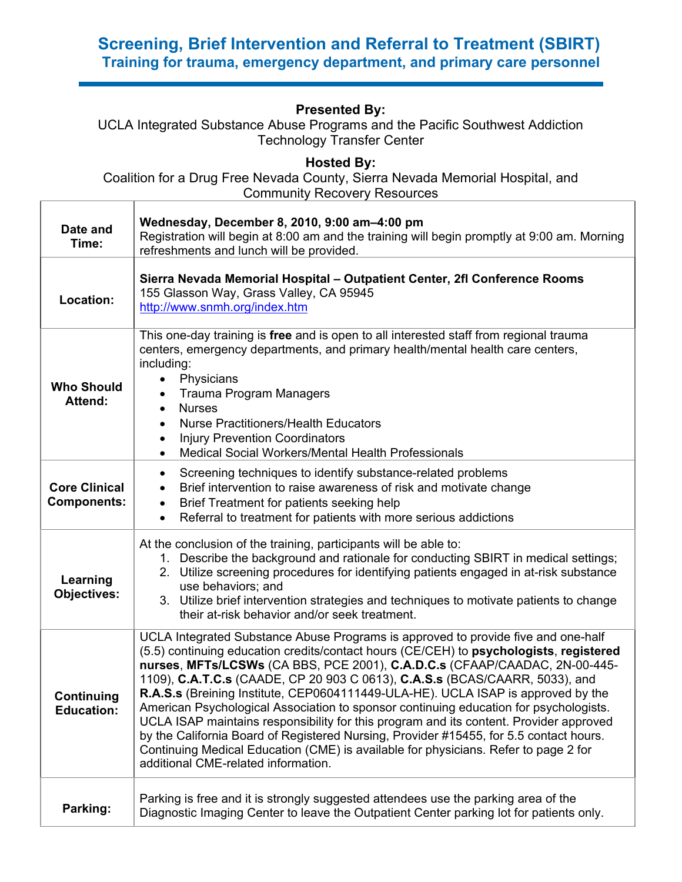# Screening, Brief Intervention and Referral to Treatment (SBIRT)

## Training for trauma, emergency department, and primary care personnel

**Presented By:**
UCLA Integrated Substance Abuse Programs and the Pacific Southwest Addiction Technology Transfer Center

**Hosted By:**
Coalition for a Drug Free Nevada County, Sierra Nevada Memorial Hospital, and Community Recovery Resources

| | |
|---|---|
| **Date and Time:** | **Wednesday, December 8, 2010, 9:00 am–4:00 pm**<br>Registration will begin at 8:00 am and the training will begin promptly at 9:00 am. Morning refreshments and lunch will be provided. |
| **Location:** | **Sierra Nevada Memorial Hospital – Outpatient Center, 2fl Conference Rooms**<br>155 Glasson Way, Grass Valley, CA 95945<br>http://www.snmh.org/index.htm |
| **Who Should Attend:** | This one-day training is **free** and is open to all interested staff from regional trauma centers, emergency departments, and primary health/mental health care centers, including:<br>• Physicians<br>• Trauma Program Managers<br>• Nurses<br>• Nurse Practitioners/Health Educators<br>• Injury Prevention Coordinators<br>• Medical Social Workers/Mental Health Professionals |
| **Core Clinical Components:** | • Screening techniques to identify substance-related problems<br>• Brief intervention to raise awareness of risk and motivate change<br>• Brief Treatment for patients seeking help<br>• Referral to treatment for patients with more serious addictions |
| **Learning Objectives:** | At the conclusion of the training, participants will be able to:<br>1. Describe the background and rationale for conducting SBIRT in medical settings;<br>2. Utilize screening procedures for identifying patients engaged in at-risk substance use behaviors; and<br>3. Utilize brief intervention strategies and techniques to motivate patients to change their at-risk behavior and/or seek treatment. |
| **Continuing Education:** | UCLA Integrated Substance Abuse Programs is approved to provide five and one-half (5.5) continuing education credits/contact hours (CE/CEH) to **psychologists**, **registered nurses**, **MFTs/LCSWs** (CA BBS, PCE 2001), **C.A.D.C.s** (CFAAP/CAADAC, 2N-00-445-1109), **C.A.T.C.s** (CAADE, CP 20 903 C 0613), **C.A.S.s** (BCAS/CAARR, 5033), and **R.A.S.s** (Breining Institute, CEP0604111449-ULA-HE). UCLA ISAP is approved by the American Psychological Association to sponsor continuing education for psychologists. UCLA ISAP maintains responsibility for this program and its content. Provider approved by the California Board of Registered Nursing, Provider #15455, for 5.5 contact hours. Continuing Medical Education (CME) is available for physicians. Refer to page 2 for additional CME-related information. |
| **Parking:** | Parking is free and it is strongly suggested attendees use the parking area of the Diagnostic Imaging Center to leave the Outpatient Center parking lot for patients only. |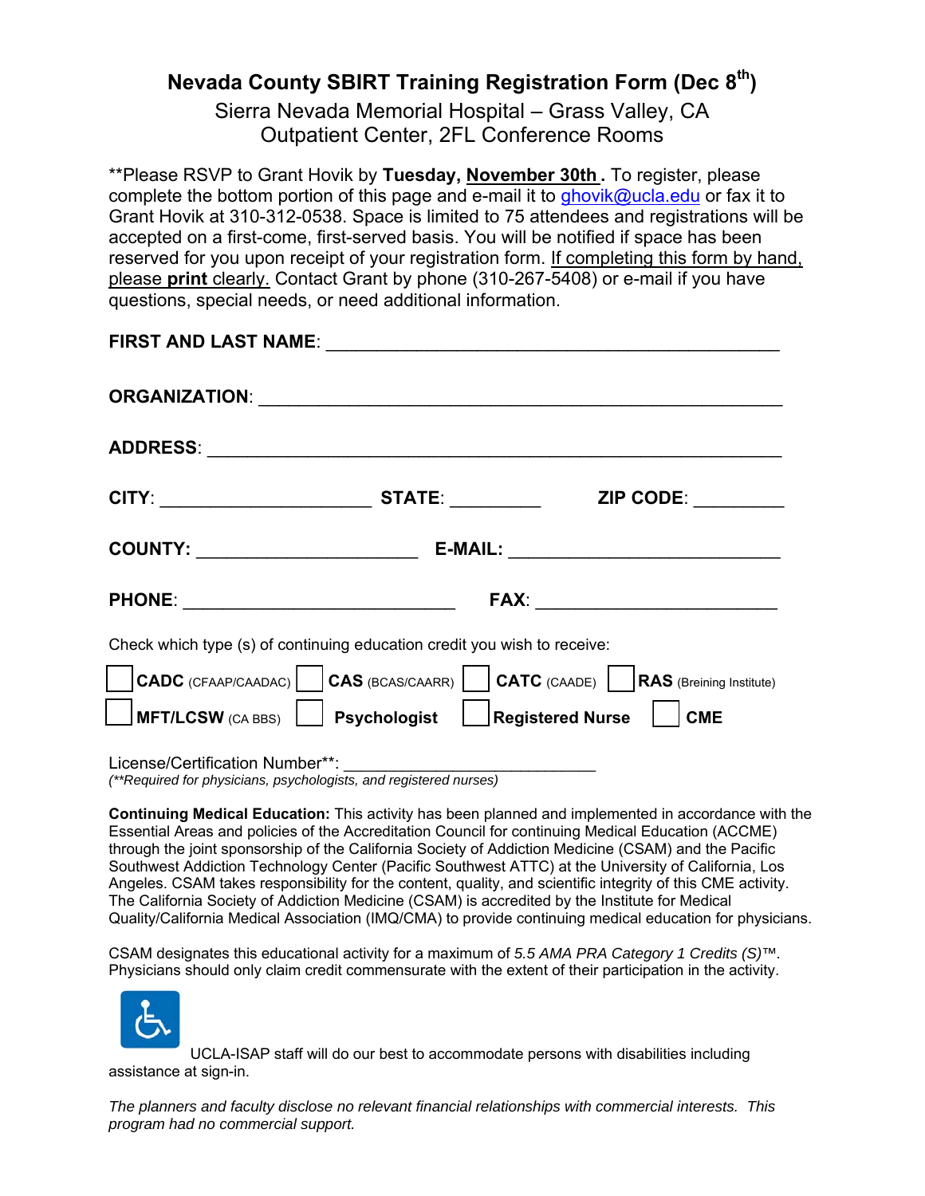# Nevada County SBIRT Training Registration Form (Dec 8th)

Sierra Nevada Memorial Hospital – Grass Valley, CA
Outpatient Center, 2FL Conference Rooms

**Please RSVP to Grant Hovik by **Tuesday, November 30th**. To register, please complete the bottom portion of this page and e-mail it to ghovik@ucla.edu or fax it to Grant Hovik at 310-312-0538. Space is limited to 75 attendees and registrations will be accepted on a first-come, first-served basis. You will be notified if space has been reserved for you upon receipt of your registration form. If completing this form by hand, please **print** clearly. Contact Grant by phone (310-267-5408) or e-mail if you have questions, special needs, or need additional information.

**FIRST AND LAST NAME**: ______________________________________________

**ORGANIZATION**: ______________________________________________

**ADDRESS**: ______________________________________________

**CITY**: ____________________ **STATE**: _________ **ZIP CODE**: _________

**COUNTY:** ____________________ **E-MAIL:** ___________________________

**PHONE**: __________________________ **FAX**: _______________________

Check which type (s) of continuing education credit you wish to receive:

☐ **CADC** (CFAAP/CAADAC) ☐ **CAS** (BCAS/CAARR) ☐ **CATC** (CAADE) ☐ **RAS** (Breining Institute)

☐ **MFT/LCSW** (CA BBS) ☐ **Psychologist** ☐ **Registered Nurse** ☐ **CME**

License/Certification Number**: __________________________
*(**Required for physicians, psychologists, and registered nurses)*

**Continuing Medical Education:** This activity has been planned and implemented in accordance with the Essential Areas and policies of the Accreditation Council for continuing Medical Education (ACCME) through the joint sponsorship of the California Society of Addiction Medicine (CSAM) and the Pacific Southwest Addiction Technology Center (Pacific Southwest ATTC) at the University of California, Los Angeles. CSAM takes responsibility for the content, quality, and scientific integrity of this CME activity. The California Society of Addiction Medicine (CSAM) is accredited by the Institute for Medical Quality/California Medical Association (IMQ/CMA) to provide continuing medical education for physicians.

CSAM designates this educational activity for a maximum of *5.5 AMA PRA Category 1 Credits (S)*™. Physicians should only claim credit commensurate with the extent of their participation in the activity.

UCLA-ISAP staff will do our best to accommodate persons with disabilities including assistance at sign-in.

*The planners and faculty disclose no relevant financial relationships with commercial interests. This program had no commercial support.*